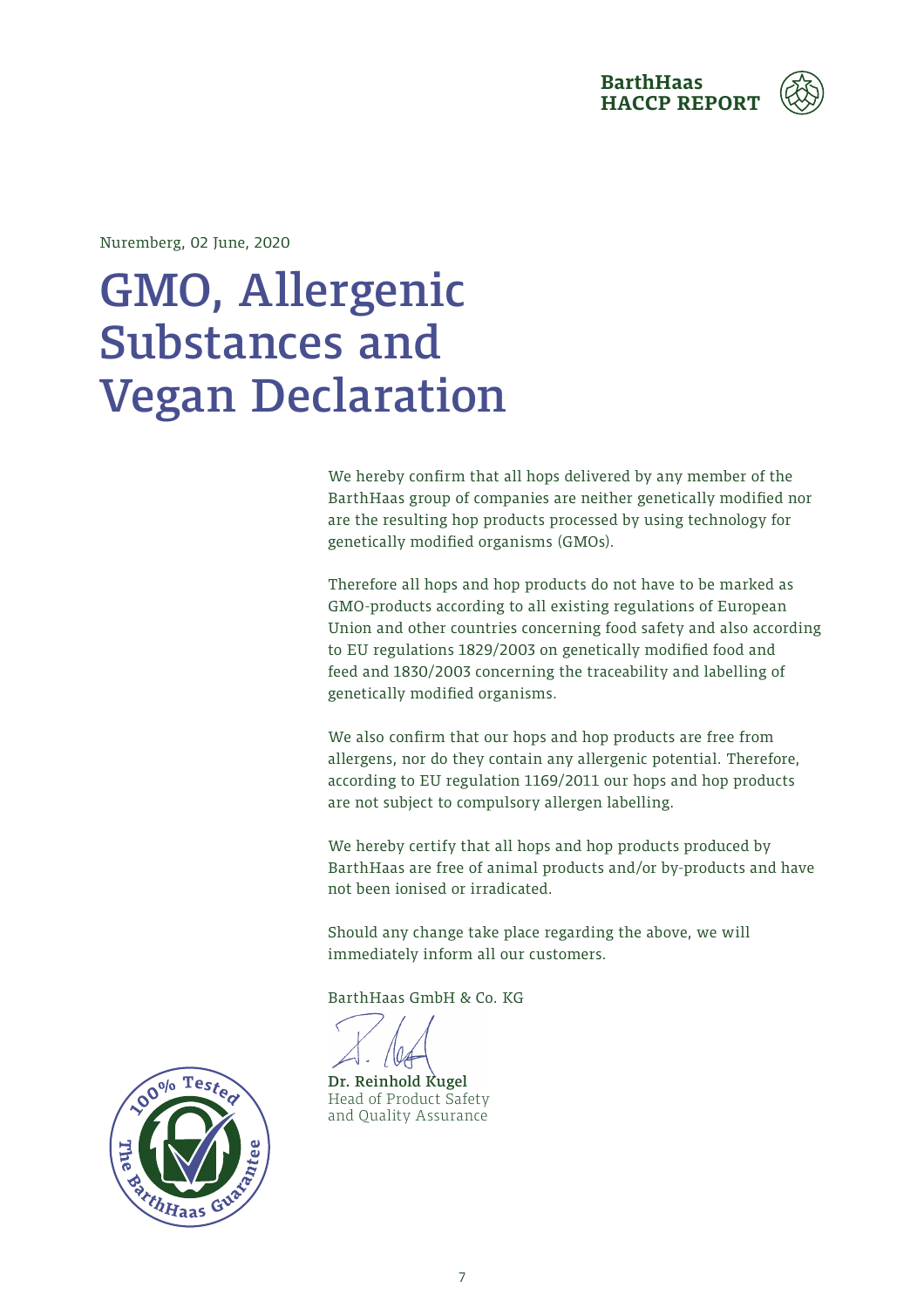Nuremberg, 02 June, 2020

# GMO, Allergenic Substances and Vegan Declaration

We hereby confirm that all hops delivered by any member of the BarthHaas group of companies are neither genetically modified nor are the resulting hop products processed by using technology for genetically modified organisms (GMOs).

Therefore all hops and hop products do not have to be marked as GMO-products according to all existing regulations of European Union and other countries concerning food safety and also according to EU regulations 1829/2003 on genetically modified food and feed and 1830/2003 concerning the traceability and labelling of genetically modified organisms.

We also confirm that our hops and hop products are free from allergens, nor do they contain any allergenic potential. Therefore, according to EU regulation 1169/2011 our hops and hop products are not subject to compulsory allergen labelling.

We hereby certify that all hops and hop products produced by BarthHaas are free of animal products and/or by-products and have not been ionised or irradicated.

Should any change take place regarding the above, we will immediately inform all our customers.

BarthHaas GmbH & Co. KG

**Dr. Reinhold Kugel**
Head of Product Safety
and Quality Assurance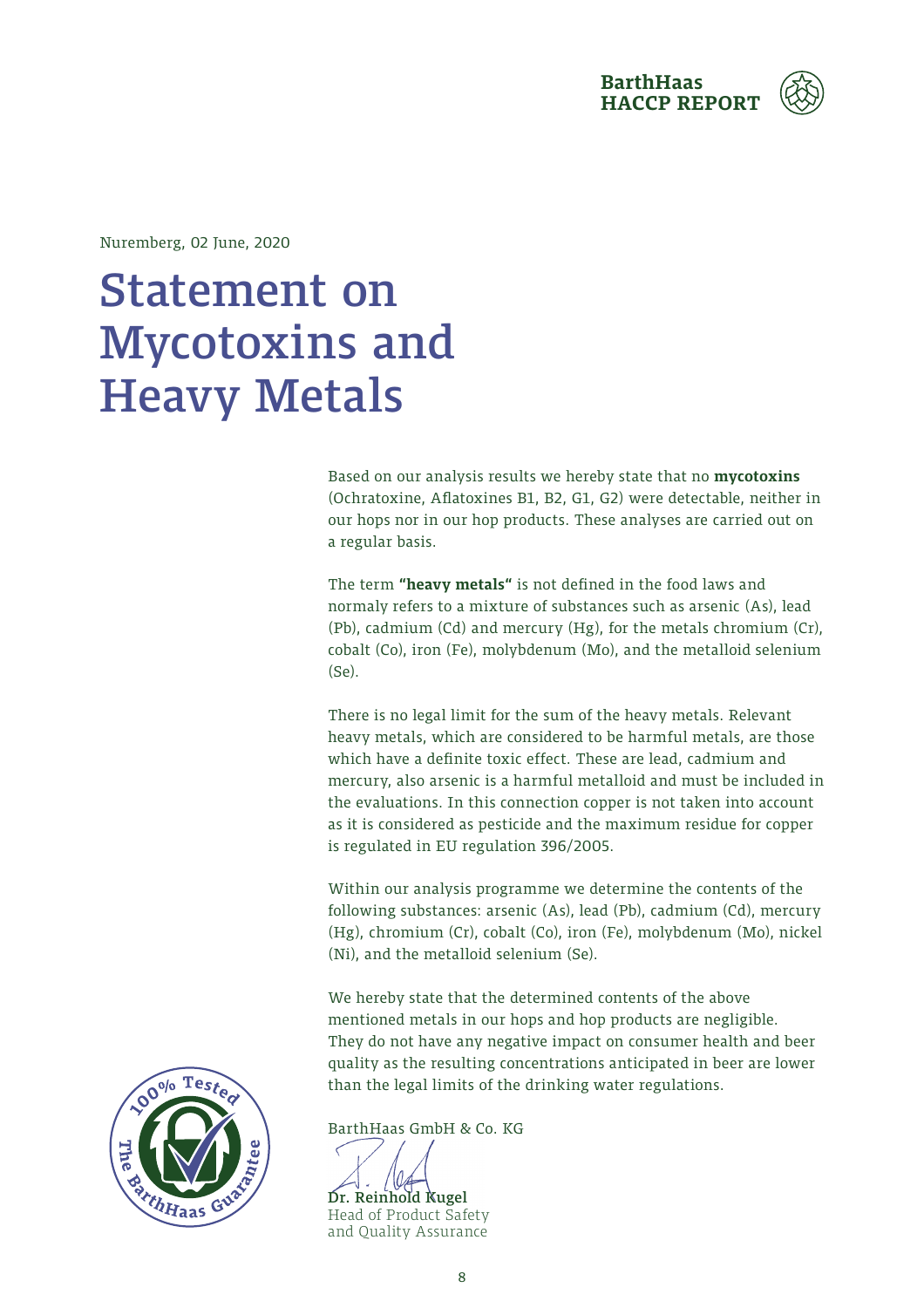Nuremberg, 02 June, 2020

# Statement on Mycotoxins and Heavy Metals

Based on our analysis results we hereby state that no **mycotoxins** (Ochratoxine, Aflatoxines B1, B2, G1, G2) were detectable, neither in our hops nor in our hop products. These analyses are carried out on a regular basis.

The term **"heavy metals"** is not defined in the food laws and normaly refers to a mixture of substances such as arsenic (As), lead (Pb), cadmium (Cd) and mercury (Hg), for the metals chromium (Cr), cobalt (Co), iron (Fe), molybdenum (Mo), and the metalloid selenium (Se).

There is no legal limit for the sum of the heavy metals. Relevant heavy metals, which are considered to be harmful metals, are those which have a definite toxic effect. These are lead, cadmium and mercury, also arsenic is a harmful metalloid and must be included in the evaluations. In this connection copper is not taken into account as it is considered as pesticide and the maximum residue for copper is regulated in EU regulation 396/2005.

Within our analysis programme we determine the contents of the following substances: arsenic (As), lead (Pb), cadmium (Cd), mercury (Hg), chromium (Cr), cobalt (Co), iron (Fe), molybdenum (Mo), nickel (Ni), and the metalloid selenium (Se).

We hereby state that the determined contents of the above mentioned metals in our hops and hop products are negligible. They do not have any negative impact on consumer health and beer quality as the resulting concentrations anticipated in beer are lower than the legal limits of the drinking water regulations.

BarthHaas GmbH & Co. KG

**Dr. Reinhold Kugel**
Head of Product Safety and Quality Assurance

100% Tested – The BarthHaas Guarantee